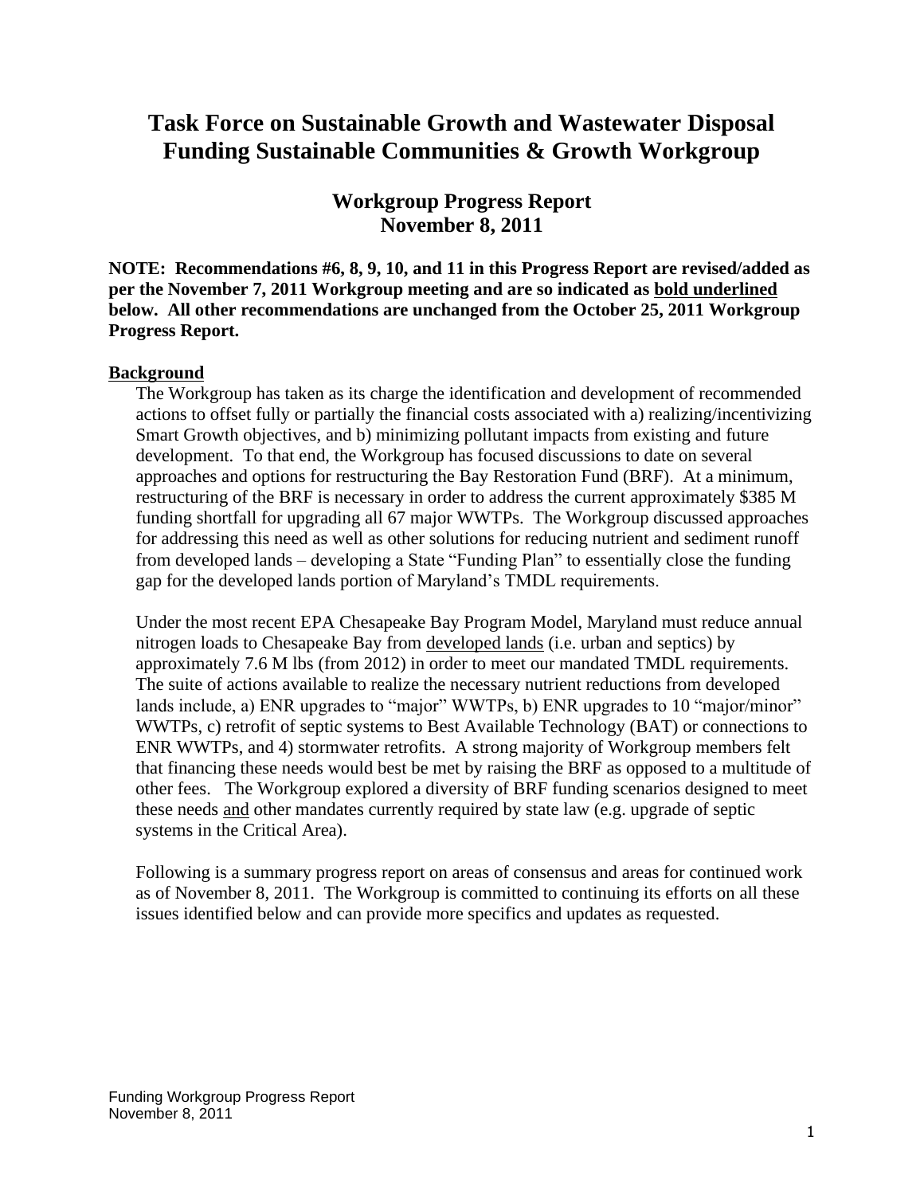# Task Force on Sustainable Growth and Wastewater Disposal
# Funding Sustainable Communities & Growth Workgroup

## Workgroup Progress Report
## November 8, 2011

**NOTE: Recommendations #6, 8, 9, 10, and 11 in this Progress Report are revised/added as per the November 7, 2011 Workgroup meeting and are so indicated as <u>bold underlined</u> below. All other recommendations are unchanged from the October 25, 2011 Workgroup Progress Report.**

**<u>Background</u>**

The Workgroup has taken as its charge the identification and development of recommended actions to offset fully or partially the financial costs associated with a) realizing/incentivizing Smart Growth objectives, and b) minimizing pollutant impacts from existing and future development. To that end, the Workgroup has focused discussions to date on several approaches and options for restructuring the Bay Restoration Fund (BRF). At a minimum, restructuring of the BRF is necessary in order to address the current approximately $385 M funding shortfall for upgrading all 67 major WWTPs. The Workgroup discussed approaches for addressing this need as well as other solutions for reducing nutrient and sediment runoff from developed lands – developing a State "Funding Plan" to essentially close the funding gap for the developed lands portion of Maryland's TMDL requirements.

Under the most recent EPA Chesapeake Bay Program Model, Maryland must reduce annual nitrogen loads to Chesapeake Bay from <u>developed lands</u> (i.e. urban and septics) by approximately 7.6 M lbs (from 2012) in order to meet our mandated TMDL requirements. The suite of actions available to realize the necessary nutrient reductions from developed lands include, a) ENR upgrades to "major" WWTPs, b) ENR upgrades to 10 "major/minor" WWTPs, c) retrofit of septic systems to Best Available Technology (BAT) or connections to ENR WWTPs, and 4) stormwater retrofits. A strong majority of Workgroup members felt that financing these needs would best be met by raising the BRF as opposed to a multitude of other fees. The Workgroup explored a diversity of BRF funding scenarios designed to meet these needs <u>and</u> other mandates currently required by state law (e.g. upgrade of septic systems in the Critical Area).

Following is a summary progress report on areas of consensus and areas for continued work as of November 8, 2011. The Workgroup is committed to continuing its efforts on all these issues identified below and can provide more specifics and updates as requested.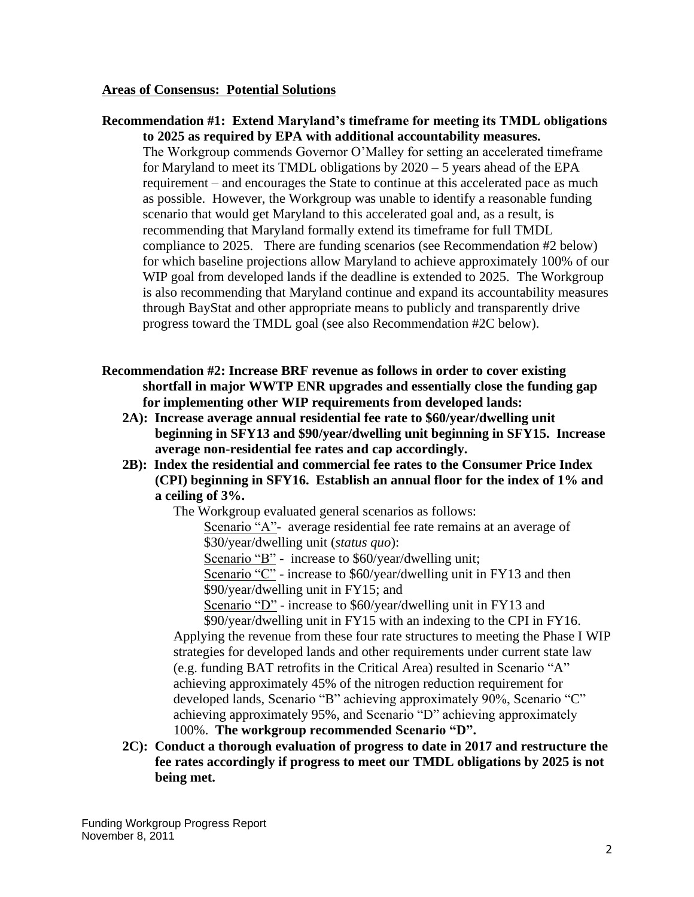**<u>Areas of Consensus: Potential Solutions</u>**

**Recommendation #1: Extend Maryland's timeframe for meeting its TMDL obligations to 2025 as required by EPA with additional accountability measures.**

The Workgroup commends Governor O'Malley for setting an accelerated timeframe for Maryland to meet its TMDL obligations by 2020 – 5 years ahead of the EPA requirement – and encourages the State to continue at this accelerated pace as much as possible. However, the Workgroup was unable to identify a reasonable funding scenario that would get Maryland to this accelerated goal and, as a result, is recommending that Maryland formally extend its timeframe for full TMDL compliance to 2025. There are funding scenarios (see Recommendation #2 below) for which baseline projections allow Maryland to achieve approximately 100% of our WIP goal from developed lands if the deadline is extended to 2025. The Workgroup is also recommending that Maryland continue and expand its accountability measures through BayStat and other appropriate means to publicly and transparently drive progress toward the TMDL goal (see also Recommendation #2C below).

**Recommendation #2: Increase BRF revenue as follows in order to cover existing shortfall in major WWTP ENR upgrades and essentially close the funding gap for implementing other WIP requirements from developed lands:**

**2A): Increase average annual residential fee rate to \$60/year/dwelling unit beginning in SFY13 and \$90/year/dwelling unit beginning in SFY15. Increase average non-residential fee rates and cap accordingly.**

**2B): Index the residential and commercial fee rates to the Consumer Price Index (CPI) beginning in SFY16. Establish an annual floor for the index of 1% and a ceiling of 3%.**

The Workgroup evaluated general scenarios as follows:

<u>Scenario "A"</u>- average residential fee rate remains at an average of \$30/year/dwelling unit (*status quo*):

<u>Scenario "B"</u> - increase to \$60/year/dwelling unit;

<u>Scenario "C"</u> - increase to \$60/year/dwelling unit in FY13 and then \$90/year/dwelling unit in FY15; and

<u>Scenario "D"</u> - increase to \$60/year/dwelling unit in FY13 and \$90/year/dwelling unit in FY15 with an indexing to the CPI in FY16.

Applying the revenue from these four rate structures to meeting the Phase I WIP strategies for developed lands and other requirements under current state law (e.g. funding BAT retrofits in the Critical Area) resulted in Scenario "A" achieving approximately 45% of the nitrogen reduction requirement for developed lands, Scenario "B" achieving approximately 90%, Scenario "C" achieving approximately 95%, and Scenario "D" achieving approximately 100%. **The workgroup recommended Scenario "D".**

**2C): Conduct a thorough evaluation of progress to date in 2017 and restructure the fee rates accordingly if progress to meet our TMDL obligations by 2025 is not being met.**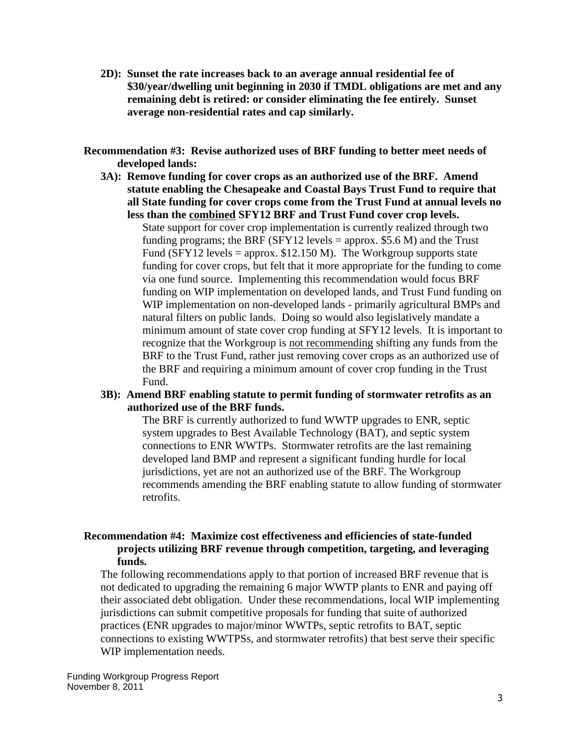**2D): Sunset the rate increases back to an average annual residential fee of $30/year/dwelling unit beginning in 2030 if TMDL obligations are met and any remaining debt is retired: or consider eliminating the fee entirely. Sunset average non-residential rates and cap similarly.**

**Recommendation #3: Revise authorized uses of BRF funding to better meet needs of developed lands:**

**3A): Remove funding for cover crops as an authorized use of the BRF. Amend statute enabling the Chesapeake and Coastal Bays Trust Fund to require that all State funding for cover crops come from the Trust Fund at annual levels no less than the <u>combined</u> SFY12 BRF and Trust Fund cover crop levels.**

State support for cover crop implementation is currently realized through two funding programs; the BRF (SFY12 levels = approx. $5.6 M) and the Trust Fund (SFY12 levels = approx. $12.150 M). The Workgroup supports state funding for cover crops, but felt that it more appropriate for the funding to come via one fund source. Implementing this recommendation would focus BRF funding on WIP implementation on developed lands, and Trust Fund funding on WIP implementation on non-developed lands - primarily agricultural BMPs and natural filters on public lands. Doing so would also legislatively mandate a minimum amount of state cover crop funding at SFY12 levels. It is important to recognize that the Workgroup is <u>not recommending</u> shifting any funds from the BRF to the Trust Fund, rather just removing cover crops as an authorized use of the BRF and requiring a minimum amount of cover crop funding in the Trust Fund.

**3B): Amend BRF enabling statute to permit funding of stormwater retrofits as an authorized use of the BRF funds.**

The BRF is currently authorized to fund WWTP upgrades to ENR, septic system upgrades to Best Available Technology (BAT), and septic system connections to ENR WWTPs. Stormwater retrofits are the last remaining developed land BMP and represent a significant funding hurdle for local jurisdictions, yet are not an authorized use of the BRF. The Workgroup recommends amending the BRF enabling statute to allow funding of stormwater retrofits.

**Recommendation #4: Maximize cost effectiveness and efficiencies of state-funded projects utilizing BRF revenue through competition, targeting, and leveraging funds.**

The following recommendations apply to that portion of increased BRF revenue that is not dedicated to upgrading the remaining 6 major WWTP plants to ENR and paying off their associated debt obligation. Under these recommendations, local WIP implementing jurisdictions can submit competitive proposals for funding that suite of authorized practices (ENR upgrades to major/minor WWTPs, septic retrofits to BAT, septic connections to existing WWTPSs, and stormwater retrofits) that best serve their specific WIP implementation needs.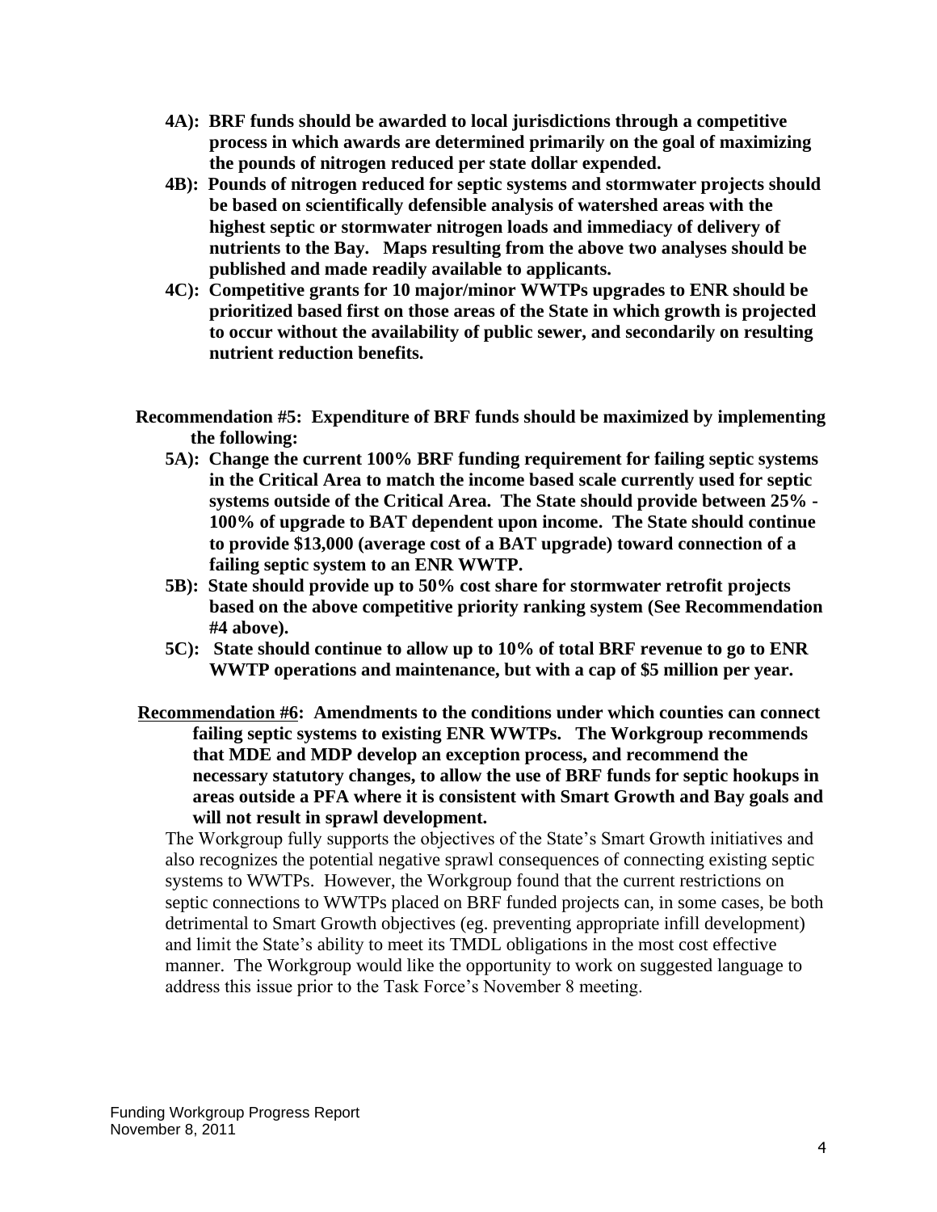- **4A): BRF funds should be awarded to local jurisdictions through a competitive process in which awards are determined primarily on the goal of maximizing the pounds of nitrogen reduced per state dollar expended.**
- **4B): Pounds of nitrogen reduced for septic systems and stormwater projects should be based on scientifically defensible analysis of watershed areas with the highest septic or stormwater nitrogen loads and immediacy of delivery of nutrients to the Bay. Maps resulting from the above two analyses should be published and made readily available to applicants.**
- **4C): Competitive grants for 10 major/minor WWTPs upgrades to ENR should be prioritized based first on those areas of the State in which growth is projected to occur without the availability of public sewer, and secondarily on resulting nutrient reduction benefits.**

**Recommendation #5: Expenditure of BRF funds should be maximized by implementing the following:**

- **5A): Change the current 100% BRF funding requirement for failing septic systems in the Critical Area to match the income based scale currently used for septic systems outside of the Critical Area. The State should provide between 25% - 100% of upgrade to BAT dependent upon income. The State should continue to provide $13,000 (average cost of a BAT upgrade) toward connection of a failing septic system to an ENR WWTP.**
- **5B): State should provide up to 50% cost share for stormwater retrofit projects based on the above competitive priority ranking system (See Recommendation #4 above).**
- **5C): State should continue to allow up to 10% of total BRF revenue to go to ENR WWTP operations and maintenance, but with a cap of $5 million per year.**

**<u>Recommendation #6</u>: Amendments to the conditions under which counties can connect failing septic systems to existing ENR WWTPs. The Workgroup recommends that MDE and MDP develop an exception process, and recommend the necessary statutory changes, to allow the use of BRF funds for septic hookups in areas outside a PFA where it is consistent with Smart Growth and Bay goals and will not result in sprawl development.**

The Workgroup fully supports the objectives of the State's Smart Growth initiatives and also recognizes the potential negative sprawl consequences of connecting existing septic systems to WWTPs. However, the Workgroup found that the current restrictions on septic connections to WWTPs placed on BRF funded projects can, in some cases, be both detrimental to Smart Growth objectives (eg. preventing appropriate infill development) and limit the State's ability to meet its TMDL obligations in the most cost effective manner. The Workgroup would like the opportunity to work on suggested language to address this issue prior to the Task Force's November 8 meeting.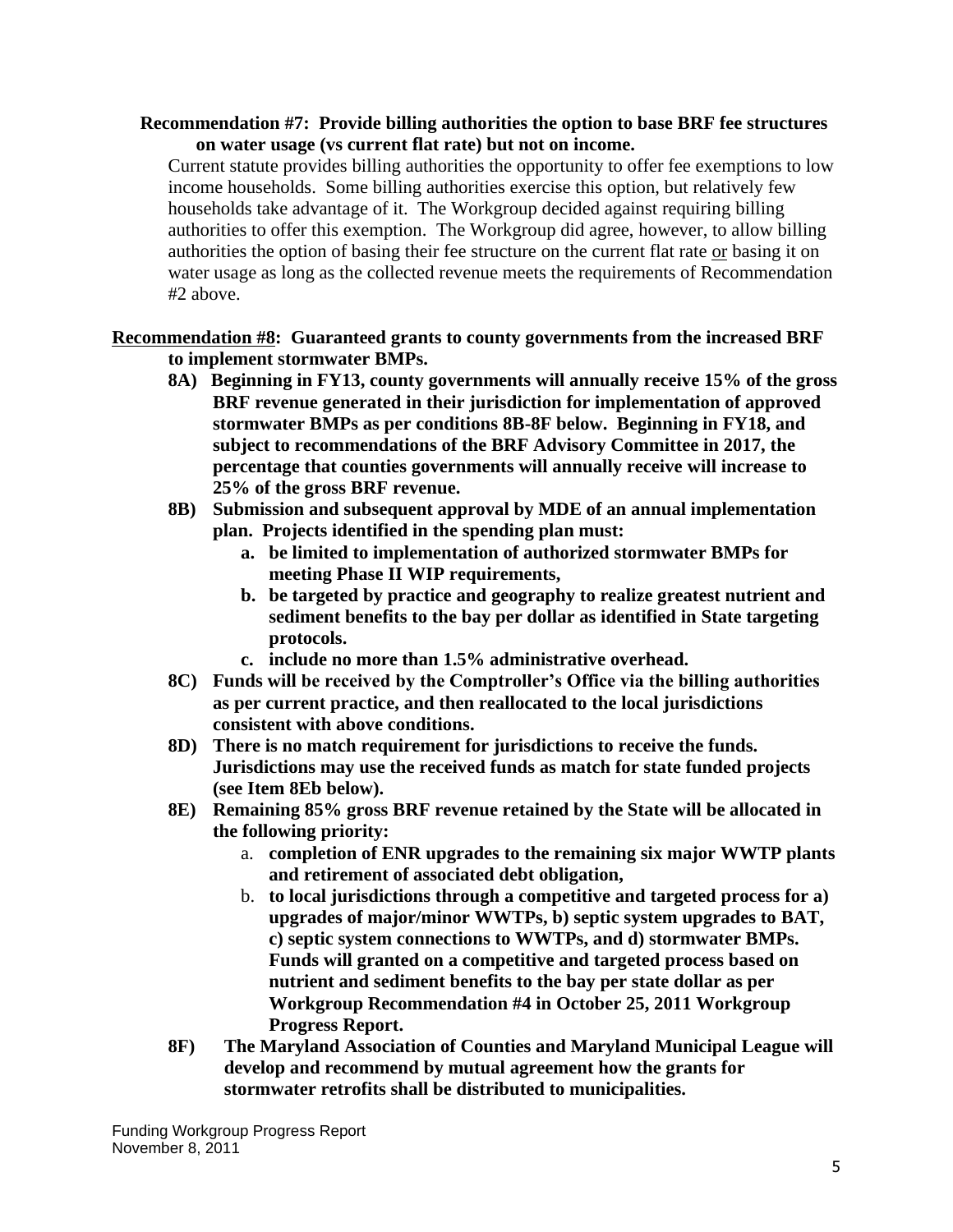**Recommendation #7: Provide billing authorities the option to base BRF fee structures on water usage (vs current flat rate) but not on income.**

Current statute provides billing authorities the opportunity to offer fee exemptions to low income households. Some billing authorities exercise this option, but relatively few households take advantage of it. The Workgroup decided against requiring billing authorities to offer this exemption. The Workgroup did agree, however, to allow billing authorities the option of basing their fee structure on the current flat rate or basing it on water usage as long as the collected revenue meets the requirements of Recommendation #2 above.

**Recommendation #8: Guaranteed grants to county governments from the increased BRF to implement stormwater BMPs.**

- **8A) Beginning in FY13, county governments will annually receive 15% of the gross BRF revenue generated in their jurisdiction for implementation of approved stormwater BMPs as per conditions 8B-8F below. Beginning in FY18, and subject to recommendations of the BRF Advisory Committee in 2017, the percentage that counties governments will annually receive will increase to 25% of the gross BRF revenue.**
- **8B) Submission and subsequent approval by MDE of an annual implementation plan. Projects identified in the spending plan must:**
  - **a. be limited to implementation of authorized stormwater BMPs for meeting Phase II WIP requirements,**
  - **b. be targeted by practice and geography to realize greatest nutrient and sediment benefits to the bay per dollar as identified in State targeting protocols.**
  - **c. include no more than 1.5% administrative overhead.**
- **8C) Funds will be received by the Comptroller's Office via the billing authorities as per current practice, and then reallocated to the local jurisdictions consistent with above conditions.**
- **8D) There is no match requirement for jurisdictions to receive the funds. Jurisdictions may use the received funds as match for state funded projects (see Item 8Eb below).**
- **8E) Remaining 85% gross BRF revenue retained by the State will be allocated in the following priority:**
  - a. **completion of ENR upgrades to the remaining six major WWTP plants and retirement of associated debt obligation,**
  - b. **to local jurisdictions through a competitive and targeted process for a) upgrades of major/minor WWTPs, b) septic system upgrades to BAT, c) septic system connections to WWTPs, and d) stormwater BMPs. Funds will granted on a competitive and targeted process based on nutrient and sediment benefits to the bay per state dollar as per Workgroup Recommendation #4 in October 25, 2011 Workgroup Progress Report.**
- **8F) The Maryland Association of Counties and Maryland Municipal League will develop and recommend by mutual agreement how the grants for stormwater retrofits shall be distributed to municipalities.**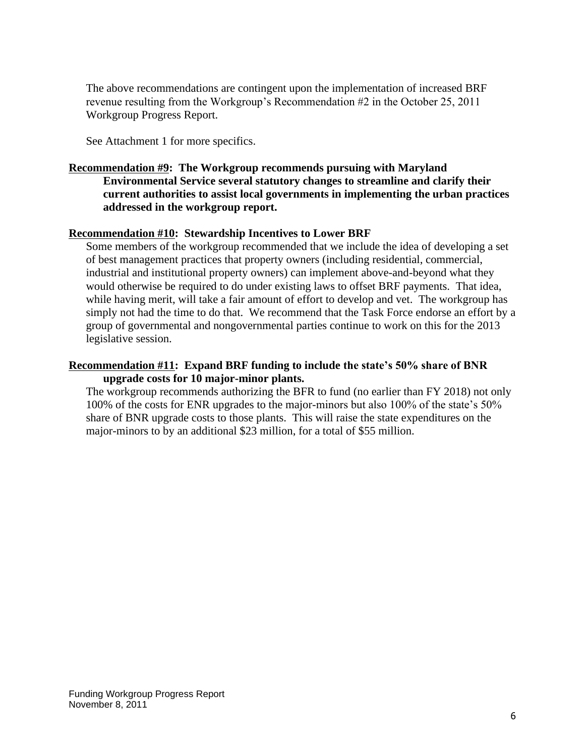The above recommendations are contingent upon the implementation of increased BRF revenue resulting from the Workgroup's Recommendation #2 in the October 25, 2011 Workgroup Progress Report.

See Attachment 1 for more specifics.

**Recommendation #9: The Workgroup recommends pursuing with Maryland Environmental Service several statutory changes to streamline and clarify their current authorities to assist local governments in implementing the urban practices addressed in the workgroup report.**

**Recommendation #10: Stewardship Incentives to Lower BRF**

Some members of the workgroup recommended that we include the idea of developing a set of best management practices that property owners (including residential, commercial, industrial and institutional property owners) can implement above-and-beyond what they would otherwise be required to do under existing laws to offset BRF payments. That idea, while having merit, will take a fair amount of effort to develop and vet. The workgroup has simply not had the time to do that. We recommend that the Task Force endorse an effort by a group of governmental and nongovernmental parties continue to work on this for the 2013 legislative session.

**Recommendation #11: Expand BRF funding to include the state's 50% share of BNR upgrade costs for 10 major-minor plants.**

The workgroup recommends authorizing the BFR to fund (no earlier than FY 2018) not only 100% of the costs for ENR upgrades to the major-minors but also 100% of the state's 50% share of BNR upgrade costs to those plants. This will raise the state expenditures on the major-minors to by an additional $23 million, for a total of $55 million.